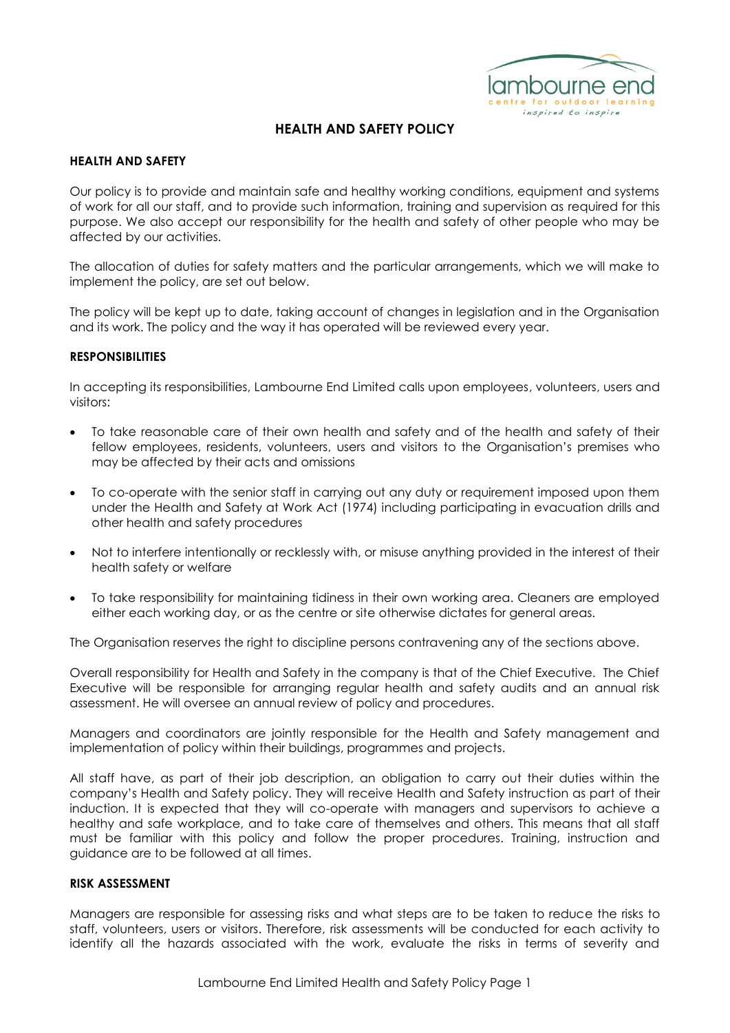# HEALTH AND SAFETY POLICY

## HEALTH AND SAFETY

Our policy is to provide and maintain safe and healthy working conditions, equipment and systems of work for all our staff, and to provide such information, training and supervision as required for this purpose. We also accept our responsibility for the health and safety of other people who may be affected by our activities.

The allocation of duties for safety matters and the particular arrangements, which we will make to implement the policy, are set out below.

The policy will be kept up to date, taking account of changes in legislation and in the Organisation and its work. The policy and the way it has operated will be reviewed every year.

## RESPONSIBILITIES

In accepting its responsibilities, Lambourne End Limited calls upon employees, volunteers, users and visitors:

- To take reasonable care of their own health and safety and of the health and safety of their fellow employees, residents, volunteers, users and visitors to the Organisation's premises who may be affected by their acts and omissions
- To co-operate with the senior staff in carrying out any duty or requirement imposed upon them under the Health and Safety at Work Act (1974) including participating in evacuation drills and other health and safety procedures
- Not to interfere intentionally or recklessly with, or misuse anything provided in the interest of their health safety or welfare
- To take responsibility for maintaining tidiness in their own working area. Cleaners are employed either each working day, or as the centre or site otherwise dictates for general areas.

The Organisation reserves the right to discipline persons contravening any of the sections above.

Overall responsibility for Health and Safety in the company is that of the Chief Executive. The Chief Executive will be responsible for arranging regular health and safety audits and an annual risk assessment. He will oversee an annual review of policy and procedures.

Managers and coordinators are jointly responsible for the Health and Safety management and implementation of policy within their buildings, programmes and projects.

All staff have, as part of their job description, an obligation to carry out their duties within the company's Health and Safety policy. They will receive Health and Safety instruction as part of their induction. It is expected that they will co-operate with managers and supervisors to achieve a healthy and safe workplace, and to take care of themselves and others. This means that all staff must be familiar with this policy and follow the proper procedures. Training, instruction and guidance are to be followed at all times.

## RISK ASSESSMENT

Managers are responsible for assessing risks and what steps are to be taken to reduce the risks to staff, volunteers, users or visitors. Therefore, risk assessments will be conducted for each activity to identify all the hazards associated with the work, evaluate the risks in terms of severity and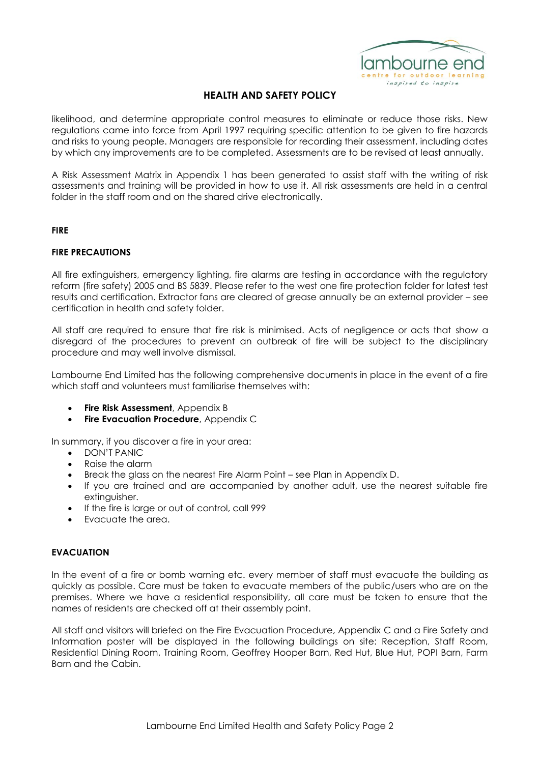likelihood, and determine appropriate control measures to eliminate or reduce those risks. New regulations came into force from April 1997 requiring specific attention to be given to fire hazards and risks to young people. Managers are responsible for recording their assessment, including dates by which any improvements are to be completed. Assessments are to be revised at least annually.

A Risk Assessment Matrix in Appendix 1 has been generated to assist staff with the writing of risk assessments and training will be provided in how to use it. All risk assessments are held in a central folder in the staff room and on the shared drive electronically.

## FIRE

### FIRE PRECAUTIONS

All fire extinguishers, emergency lighting, fire alarms are testing in accordance with the regulatory reform (fire safety) 2005 and BS 5839. Please refer to the west one fire protection folder for latest test results and certification. Extractor fans are cleared of grease annually be an external provider – see certification in health and safety folder.

All staff are required to ensure that fire risk is minimised. Acts of negligence or acts that show a disregard of the procedures to prevent an outbreak of fire will be subject to the disciplinary procedure and may well involve dismissal.

Lambourne End Limited has the following comprehensive documents in place in the event of a fire which staff and volunteers must familiarise themselves with:

- **Fire Risk Assessment**, Appendix B
- **Fire Evacuation Procedure**, Appendix C

In summary, if you discover a fire in your area:

- DON'T PANIC
- Raise the alarm
- Break the glass on the nearest Fire Alarm Point – see Plan in Appendix D.
- If you are trained and are accompanied by another adult, use the nearest suitable fire extinguisher.
- If the fire is large or out of control, call 999
- Evacuate the area.

### EVACUATION

In the event of a fire or bomb warning etc. every member of staff must evacuate the building as quickly as possible. Care must be taken to evacuate members of the public/users who are on the premises. Where we have a residential responsibility, all care must be taken to ensure that the names of residents are checked off at their assembly point.

All staff and visitors will briefed on the Fire Evacuation Procedure, Appendix C and a Fire Safety and Information poster will be displayed in the following buildings on site: Reception, Staff Room, Residential Dining Room, Training Room, Geoffrey Hooper Barn, Red Hut, Blue Hut, POPI Barn, Farm Barn and the Cabin.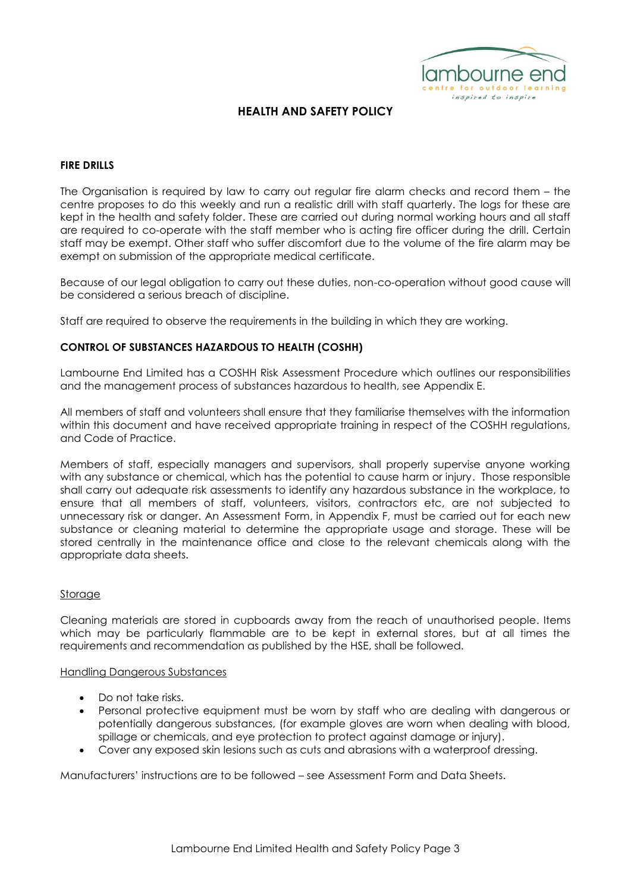# HEALTH AND SAFETY POLICY

## FIRE DRILLS

The Organisation is required by law to carry out regular fire alarm checks and record them – the centre proposes to do this weekly and run a realistic drill with staff quarterly. The logs for these are kept in the health and safety folder. These are carried out during normal working hours and all staff are required to co-operate with the staff member who is acting fire officer during the drill. Certain staff may be exempt. Other staff who suffer discomfort due to the volume of the fire alarm may be exempt on submission of the appropriate medical certificate.

Because of our legal obligation to carry out these duties, non-co-operation without good cause will be considered a serious breach of discipline.

Staff are required to observe the requirements in the building in which they are working.

## CONTROL OF SUBSTANCES HAZARDOUS TO HEALTH (COSHH)

Lambourne End Limited has a COSHH Risk Assessment Procedure which outlines our responsibilities and the management process of substances hazardous to health, see Appendix E.

All members of staff and volunteers shall ensure that they familiarise themselves with the information within this document and have received appropriate training in respect of the COSHH regulations, and Code of Practice.

Members of staff, especially managers and supervisors, shall properly supervise anyone working with any substance or chemical, which has the potential to cause harm or injury. Those responsible shall carry out adequate risk assessments to identify any hazardous substance in the workplace, to ensure that all members of staff, volunteers, visitors, contractors etc, are not subjected to unnecessary risk or danger. An Assessment Form, in Appendix F, must be carried out for each new substance or cleaning material to determine the appropriate usage and storage. These will be stored centrally in the maintenance office and close to the relevant chemicals along with the appropriate data sheets.

### Storage

Cleaning materials are stored in cupboards away from the reach of unauthorised people. Items which may be particularly flammable are to be kept in external stores, but at all times the requirements and recommendation as published by the HSE, shall be followed.

### Handling Dangerous Substances

- Do not take risks.
- Personal protective equipment must be worn by staff who are dealing with dangerous or potentially dangerous substances, (for example gloves are worn when dealing with blood, spillage or chemicals, and eye protection to protect against damage or injury).
- Cover any exposed skin lesions such as cuts and abrasions with a waterproof dressing.

Manufacturers' instructions are to be followed – see Assessment Form and Data Sheets.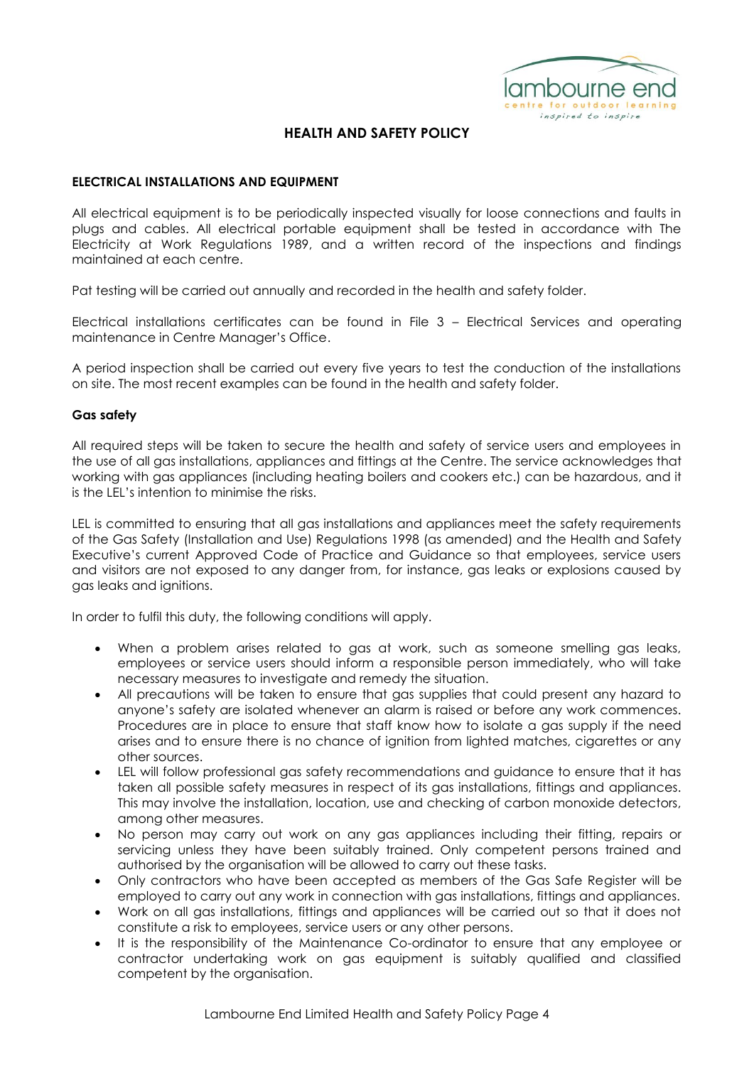# HEALTH AND SAFETY POLICY

## ELECTRICAL INSTALLATIONS AND EQUIPMENT

All electrical equipment is to be periodically inspected visually for loose connections and faults in plugs and cables. All electrical portable equipment shall be tested in accordance with The Electricity at Work Regulations 1989, and a written record of the inspections and findings maintained at each centre.

Pat testing will be carried out annually and recorded in the health and safety folder.

Electrical installations certificates can be found in File 3 – Electrical Services and operating maintenance in Centre Manager's Office.

A period inspection shall be carried out every five years to test the conduction of the installations on site. The most recent examples can be found in the health and safety folder.

### Gas safety

All required steps will be taken to secure the health and safety of service users and employees in the use of all gas installations, appliances and fittings at the Centre. The service acknowledges that working with gas appliances (including heating boilers and cookers etc.) can be hazardous, and it is the LEL's intention to minimise the risks.

LEL is committed to ensuring that all gas installations and appliances meet the safety requirements of the Gas Safety (Installation and Use) Regulations 1998 (as amended) and the Health and Safety Executive's current Approved Code of Practice and Guidance so that employees, service users and visitors are not exposed to any danger from, for instance, gas leaks or explosions caused by gas leaks and ignitions.

In order to fulfil this duty, the following conditions will apply.

- When a problem arises related to gas at work, such as someone smelling gas leaks, employees or service users should inform a responsible person immediately, who will take necessary measures to investigate and remedy the situation.
- All precautions will be taken to ensure that gas supplies that could present any hazard to anyone's safety are isolated whenever an alarm is raised or before any work commences. Procedures are in place to ensure that staff know how to isolate a gas supply if the need arises and to ensure there is no chance of ignition from lighted matches, cigarettes or any other sources.
- LEL will follow professional gas safety recommendations and guidance to ensure that it has taken all possible safety measures in respect of its gas installations, fittings and appliances. This may involve the installation, location, use and checking of carbon monoxide detectors, among other measures.
- No person may carry out work on any gas appliances including their fitting, repairs or servicing unless they have been suitably trained. Only competent persons trained and authorised by the organisation will be allowed to carry out these tasks.
- Only contractors who have been accepted as members of the Gas Safe Register will be employed to carry out any work in connection with gas installations, fittings and appliances.
- Work on all gas installations, fittings and appliances will be carried out so that it does not constitute a risk to employees, service users or any other persons.
- It is the responsibility of the Maintenance Co-ordinator to ensure that any employee or contractor undertaking work on gas equipment is suitably qualified and classified competent by the organisation.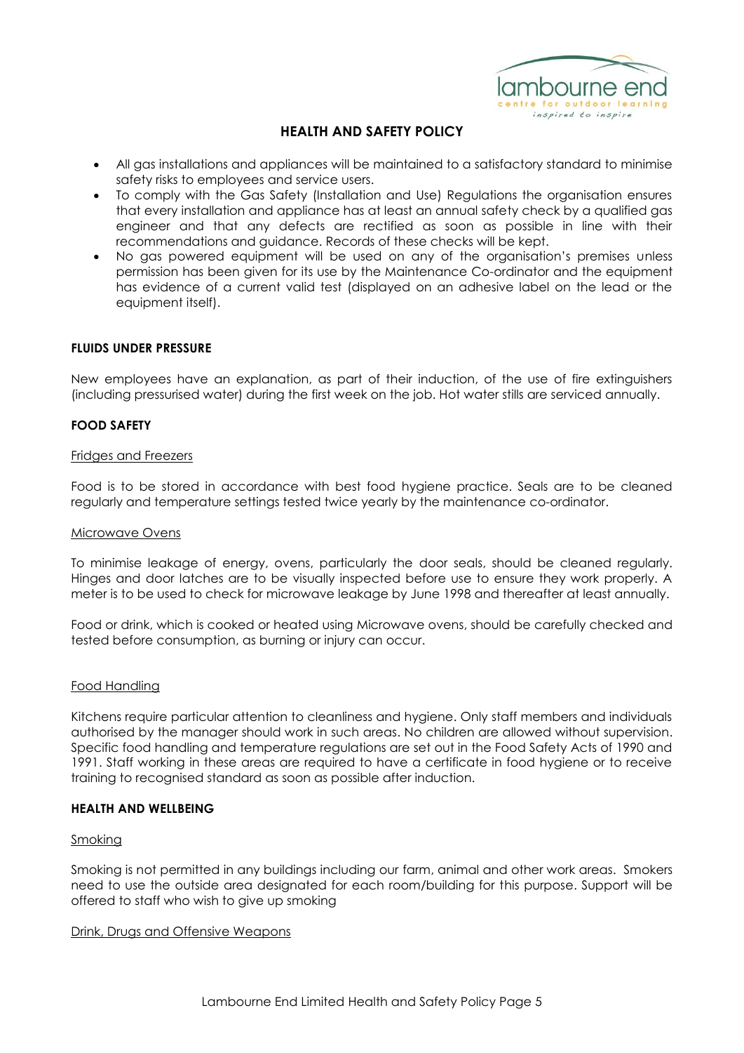- All gas installations and appliances will be maintained to a satisfactory standard to minimise safety risks to employees and service users.
- To comply with the Gas Safety (Installation and Use) Regulations the organisation ensures that every installation and appliance has at least an annual safety check by a qualified gas engineer and that any defects are rectified as soon as possible in line with their recommendations and guidance. Records of these checks will be kept.
- No gas powered equipment will be used on any of the organisation's premises unless permission has been given for its use by the Maintenance Co-ordinator and the equipment has evidence of a current valid test (displayed on an adhesive label on the lead or the equipment itself).

**FLUIDS UNDER PRESSURE**

New employees have an explanation, as part of their induction, of the use of fire extinguishers (including pressurised water) during the first week on the job. Hot water stills are serviced annually.

**FOOD SAFETY**

Fridges and Freezers

Food is to be stored in accordance with best food hygiene practice. Seals are to be cleaned regularly and temperature settings tested twice yearly by the maintenance co-ordinator.

Microwave Ovens

To minimise leakage of energy, ovens, particularly the door seals, should be cleaned regularly. Hinges and door latches are to be visually inspected before use to ensure they work properly. A meter is to be used to check for microwave leakage by June 1998 and thereafter at least annually.

Food or drink, which is cooked or heated using Microwave ovens, should be carefully checked and tested before consumption, as burning or injury can occur.

Food Handling

Kitchens require particular attention to cleanliness and hygiene. Only staff members and individuals authorised by the manager should work in such areas. No children are allowed without supervision. Specific food handling and temperature regulations are set out in the Food Safety Acts of 1990 and 1991. Staff working in these areas are required to have a certificate in food hygiene or to receive training to recognised standard as soon as possible after induction.

**HEALTH AND WELLBEING**

Smoking

Smoking is not permitted in any buildings including our farm, animal and other work areas. Smokers need to use the outside area designated for each room/building for this purpose. Support will be offered to staff who wish to give up smoking

Drink, Drugs and Offensive Weapons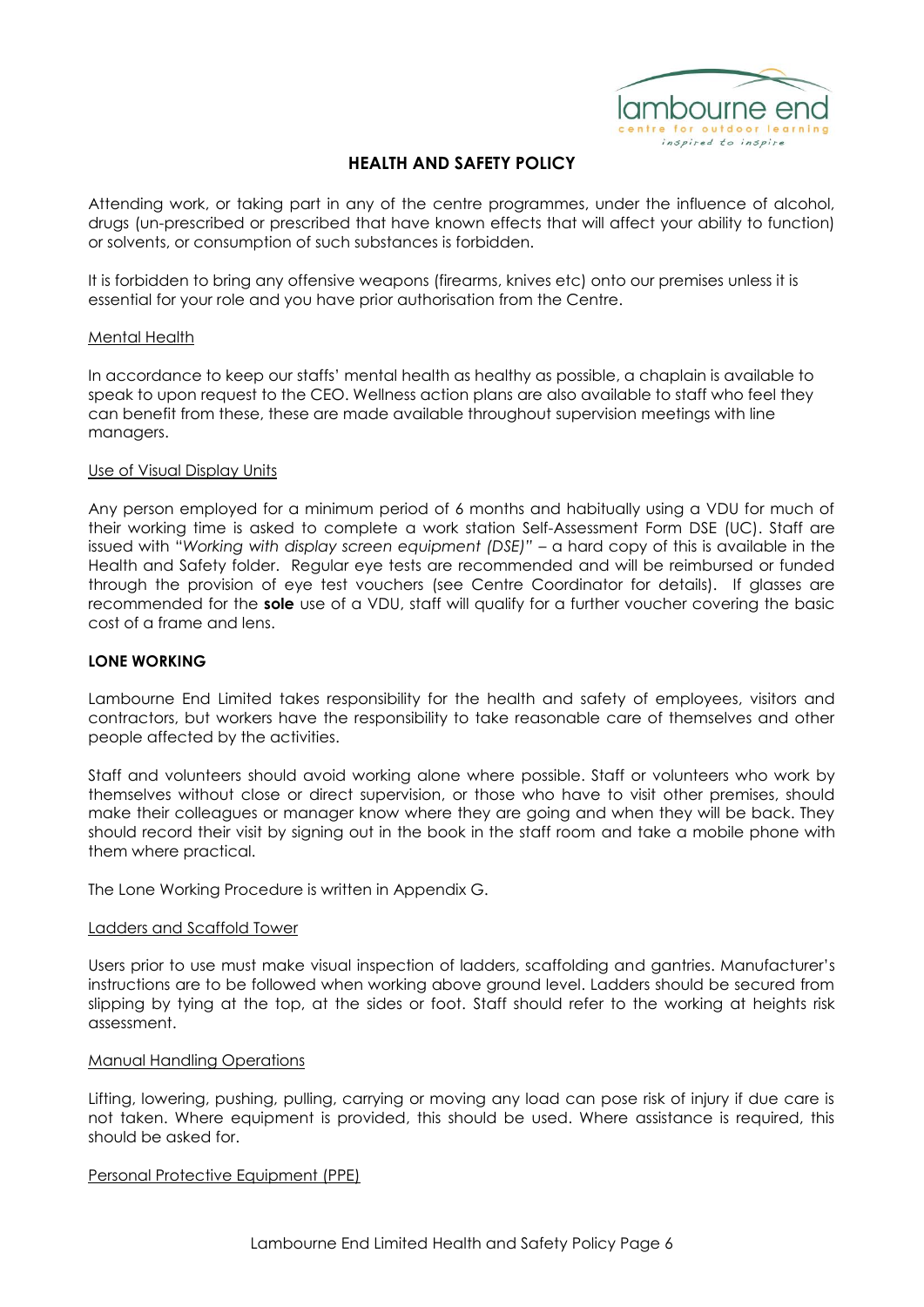## HEALTH AND SAFETY POLICY

Attending work, or taking part in any of the centre programmes, under the influence of alcohol, drugs (un-prescribed or prescribed that have known effects that will affect your ability to function) or solvents, or consumption of such substances is forbidden.

It is forbidden to bring any offensive weapons (firearms, knives etc) onto our premises unless it is essential for your role and you have prior authorisation from the Centre.

Mental Health

In accordance to keep our staffs' mental health as healthy as possible, a chaplain is available to speak to upon request to the CEO. Wellness action plans are also available to staff who feel they can benefit from these, these are made available throughout supervision meetings with line managers.

Use of Visual Display Units

Any person employed for a minimum period of 6 months and habitually using a VDU for much of their working time is asked to complete a work station Self-Assessment Form DSE (UC). Staff are issued with "*Working with display screen equipment (DSE)"* – a hard copy of this is available in the Health and Safety folder. Regular eye tests are recommended and will be reimbursed or funded through the provision of eye test vouchers (see Centre Coordinator for details). If glasses are recommended for the **sole** use of a VDU, staff will qualify for a further voucher covering the basic cost of a frame and lens.

**LONE WORKING**

Lambourne End Limited takes responsibility for the health and safety of employees, visitors and contractors, but workers have the responsibility to take reasonable care of themselves and other people affected by the activities.

Staff and volunteers should avoid working alone where possible. Staff or volunteers who work by themselves without close or direct supervision, or those who have to visit other premises, should make their colleagues or manager know where they are going and when they will be back. They should record their visit by signing out in the book in the staff room and take a mobile phone with them where practical.

The Lone Working Procedure is written in Appendix G.

Ladders and Scaffold Tower

Users prior to use must make visual inspection of ladders, scaffolding and gantries. Manufacturer's instructions are to be followed when working above ground level. Ladders should be secured from slipping by tying at the top, at the sides or foot. Staff should refer to the working at heights risk assessment.

Manual Handling Operations

Lifting, lowering, pushing, pulling, carrying or moving any load can pose risk of injury if due care is not taken. Where equipment is provided, this should be used. Where assistance is required, this should be asked for.

Personal Protective Equipment (PPE)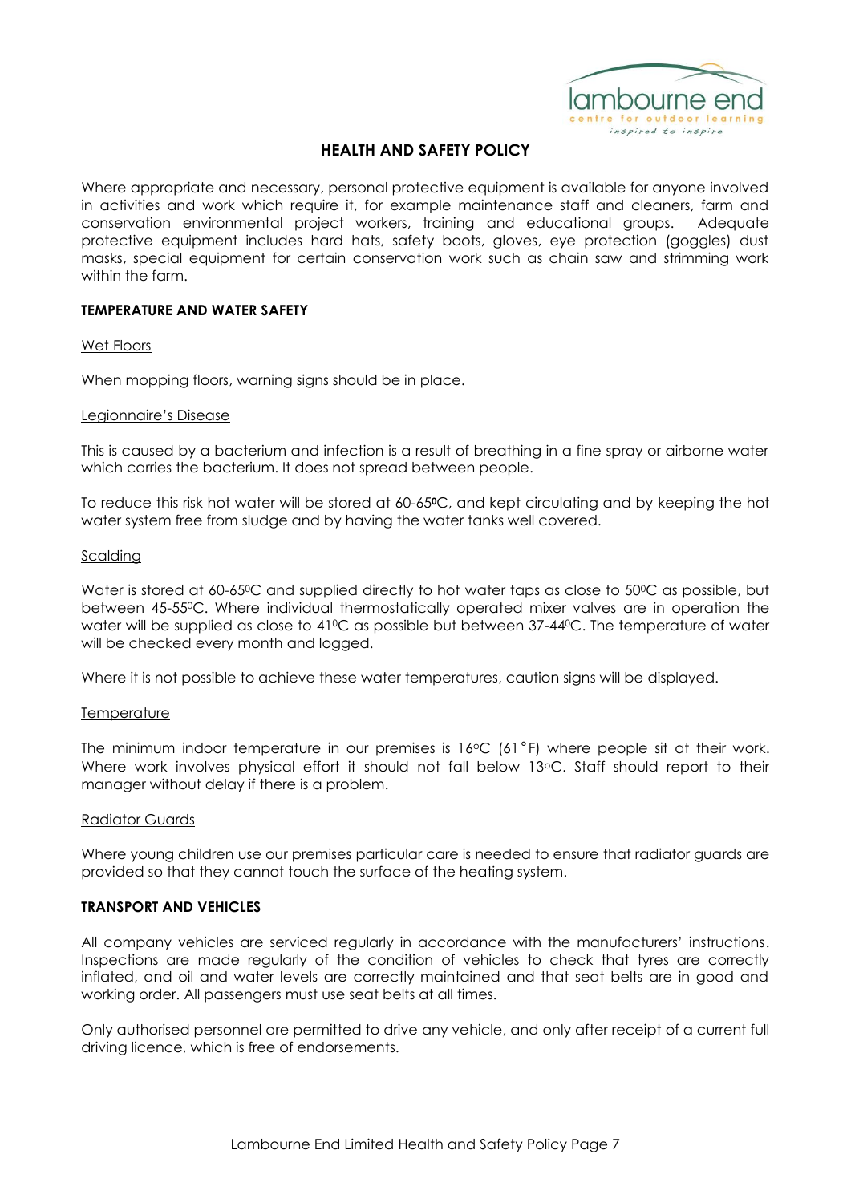## HEALTH AND SAFETY POLICY

Where appropriate and necessary, personal protective equipment is available for anyone involved in activities and work which require it, for example maintenance staff and cleaners, farm and conservation environmental project workers, training and educational groups. Adequate protective equipment includes hard hats, safety boots, gloves, eye protection (goggles) dust masks, special equipment for certain conservation work such as chain saw and strimming work within the farm.

### TEMPERATURE AND WATER SAFETY

Wet Floors

When mopping floors, warning signs should be in place.

Legionnaire's Disease

This is caused by a bacterium and infection is a result of breathing in a fine spray or airborne water which carries the bacterium. It does not spread between people.

To reduce this risk hot water will be stored at 60-65⁰C, and kept circulating and by keeping the hot water system free from sludge and by having the water tanks well covered.

Scalding

Water is stored at 60-65⁰C and supplied directly to hot water taps as close to 50⁰C as possible, but between 45-55⁰C. Where individual thermostatically operated mixer valves are in operation the water will be supplied as close to 41⁰C as possible but between 37-44⁰C. The temperature of water will be checked every month and logged.

Where it is not possible to achieve these water temperatures, caution signs will be displayed.

Temperature

The minimum indoor temperature in our premises is 16°C (61°F) where people sit at their work. Where work involves physical effort it should not fall below 13°C. Staff should report to their manager without delay if there is a problem.

Radiator Guards

Where young children use our premises particular care is needed to ensure that radiator guards are provided so that they cannot touch the surface of the heating system.

### TRANSPORT AND VEHICLES

All company vehicles are serviced regularly in accordance with the manufacturers' instructions. Inspections are made regularly of the condition of vehicles to check that tyres are correctly inflated, and oil and water levels are correctly maintained and that seat belts are in good and working order. All passengers must use seat belts at all times.

Only authorised personnel are permitted to drive any vehicle, and only after receipt of a current full driving licence, which is free of endorsements.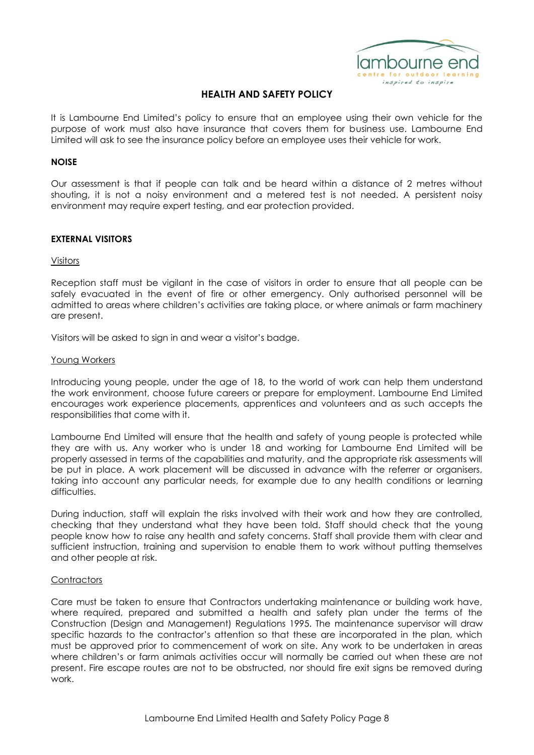## HEALTH AND SAFETY POLICY

It is Lambourne End Limited's policy to ensure that an employee using their own vehicle for the purpose of work must also have insurance that covers them for business use. Lambourne End Limited will ask to see the insurance policy before an employee uses their vehicle for work.

### NOISE

Our assessment is that if people can talk and be heard within a distance of 2 metres without shouting, it is not a noisy environment and a metered test is not needed. A persistent noisy environment may require expert testing, and ear protection provided.

### EXTERNAL VISITORS

Visitors

Reception staff must be vigilant in the case of visitors in order to ensure that all people can be safely evacuated in the event of fire or other emergency. Only authorised personnel will be admitted to areas where children's activities are taking place, or where animals or farm machinery are present.

Visitors will be asked to sign in and wear a visitor's badge.

Young Workers

Introducing young people, under the age of 18, to the world of work can help them understand the work environment, choose future careers or prepare for employment. Lambourne End Limited encourages work experience placements, apprentices and volunteers and as such accepts the responsibilities that come with it.

Lambourne End Limited will ensure that the health and safety of young people is protected while they are with us. Any worker who is under 18 and working for Lambourne End Limited will be properly assessed in terms of the capabilities and maturity, and the appropriate risk assessments will be put in place. A work placement will be discussed in advance with the referrer or organisers, taking into account any particular needs, for example due to any health conditions or learning difficulties.

During induction, staff will explain the risks involved with their work and how they are controlled, checking that they understand what they have been told. Staff should check that the young people know how to raise any health and safety concerns. Staff shall provide them with clear and sufficient instruction, training and supervision to enable them to work without putting themselves and other people at risk.

Contractors

Care must be taken to ensure that Contractors undertaking maintenance or building work have, where required, prepared and submitted a health and safety plan under the terms of the Construction (Design and Management) Regulations 1995. The maintenance supervisor will draw specific hazards to the contractor's attention so that these are incorporated in the plan, which must be approved prior to commencement of work on site. Any work to be undertaken in areas where children's or farm animals activities occur will normally be carried out when these are not present. Fire escape routes are not to be obstructed, nor should fire exit signs be removed during work.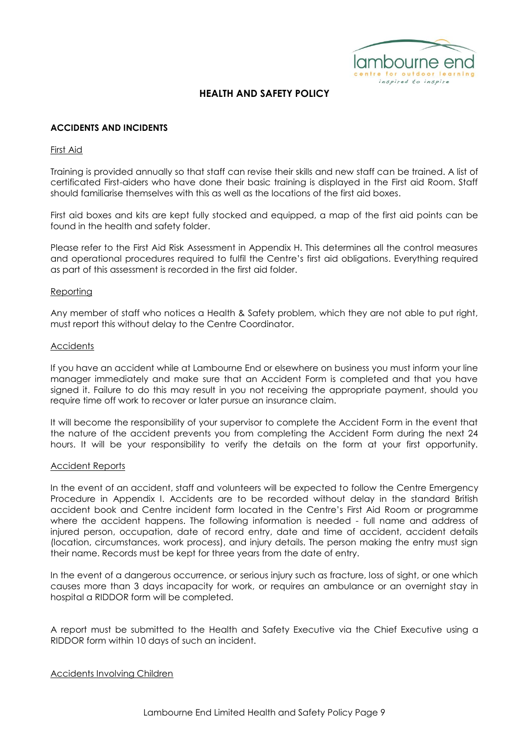# HEALTH AND SAFETY POLICY

## ACCIDENTS AND INCIDENTS

### First Aid

Training is provided annually so that staff can revise their skills and new staff can be trained. A list of certificated First-aiders who have done their basic training is displayed in the First aid Room. Staff should familiarise themselves with this as well as the locations of the first aid boxes.

First aid boxes and kits are kept fully stocked and equipped, a map of the first aid points can be found in the health and safety folder.

Please refer to the First Aid Risk Assessment in Appendix H. This determines all the control measures and operational procedures required to fulfil the Centre's first aid obligations. Everything required as part of this assessment is recorded in the first aid folder.

### Reporting

Any member of staff who notices a Health & Safety problem, which they are not able to put right, must report this without delay to the Centre Coordinator.

### Accidents

If you have an accident while at Lambourne End or elsewhere on business you must inform your line manager immediately and make sure that an Accident Form is completed and that you have signed it. Failure to do this may result in you not receiving the appropriate payment, should you require time off work to recover or later pursue an insurance claim.

It will become the responsibility of your supervisor to complete the Accident Form in the event that the nature of the accident prevents you from completing the Accident Form during the next 24 hours. It will be your responsibility to verify the details on the form at your first opportunity.

### Accident Reports

In the event of an accident, staff and volunteers will be expected to follow the Centre Emergency Procedure in Appendix I. Accidents are to be recorded without delay in the standard British accident book and Centre incident form located in the Centre's First Aid Room or programme where the accident happens. The following information is needed - full name and address of injured person, occupation, date of record entry, date and time of accident, accident details (location, circumstances, work process), and injury details. The person making the entry must sign their name. Records must be kept for three years from the date of entry.

In the event of a dangerous occurrence, or serious injury such as fracture, loss of sight, or one which causes more than 3 days incapacity for work, or requires an ambulance or an overnight stay in hospital a RIDDOR form will be completed.

A report must be submitted to the Health and Safety Executive via the Chief Executive using a RIDDOR form within 10 days of such an incident.

### Accidents Involving Children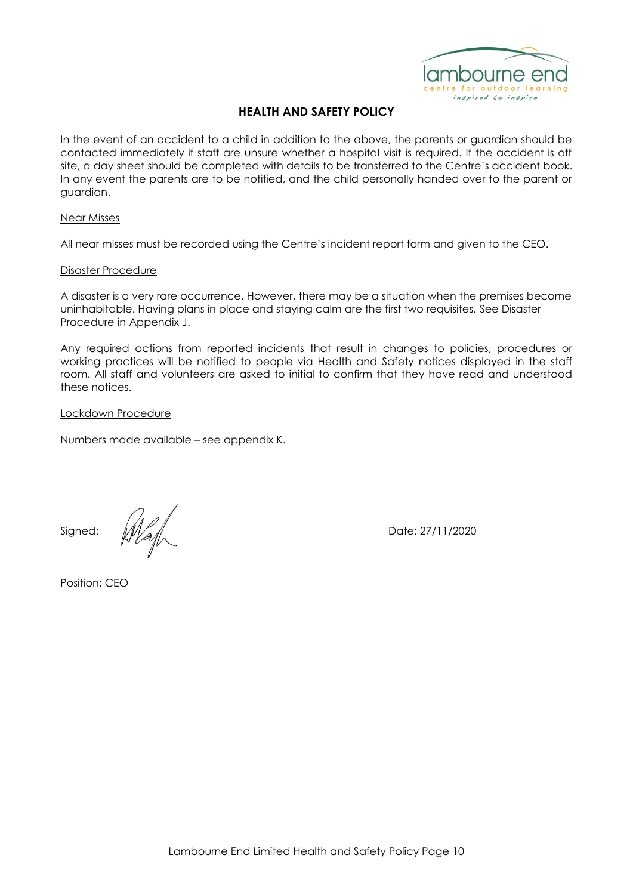## HEALTH AND SAFETY POLICY

In the event of an accident to a child in addition to the above, the parents or guardian should be contacted immediately if staff are unsure whether a hospital visit is required. If the accident is off site, a day sheet should be completed with details to be transferred to the Centre's accident book. In any event the parents are to be notified, and the child personally handed over to the parent or guardian.

<u>Near Misses</u>

All near misses must be recorded using the Centre's incident report form and given to the CEO.

<u>Disaster Procedure</u>

A disaster is a very rare occurrence. However, there may be a situation when the premises become uninhabitable. Having plans in place and staying calm are the first two requisites. See Disaster Procedure in Appendix J.

Any required actions from reported incidents that result in changes to policies, procedures or working practices will be notified to people via Health and Safety notices displayed in the staff room. All staff and volunteers are asked to initial to confirm that they have read and understood these notices.

<u>Lockdown Procedure</u>

Numbers made available – see appendix K.

Signed: Date: 27/11/2020

Position: CEO